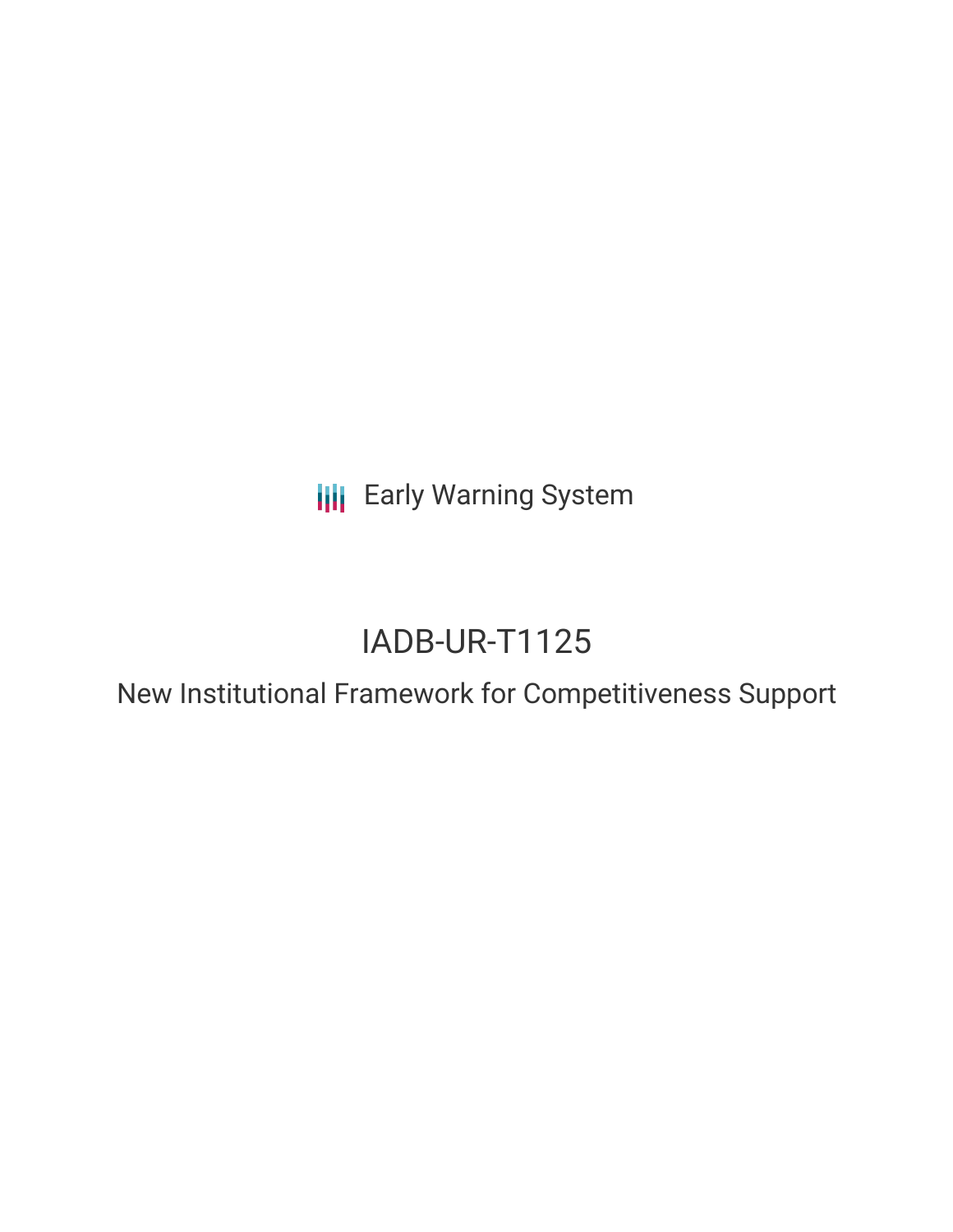Early Warning System

# IADB-UR-T1125

## New Institutional Framework for Competitiveness Support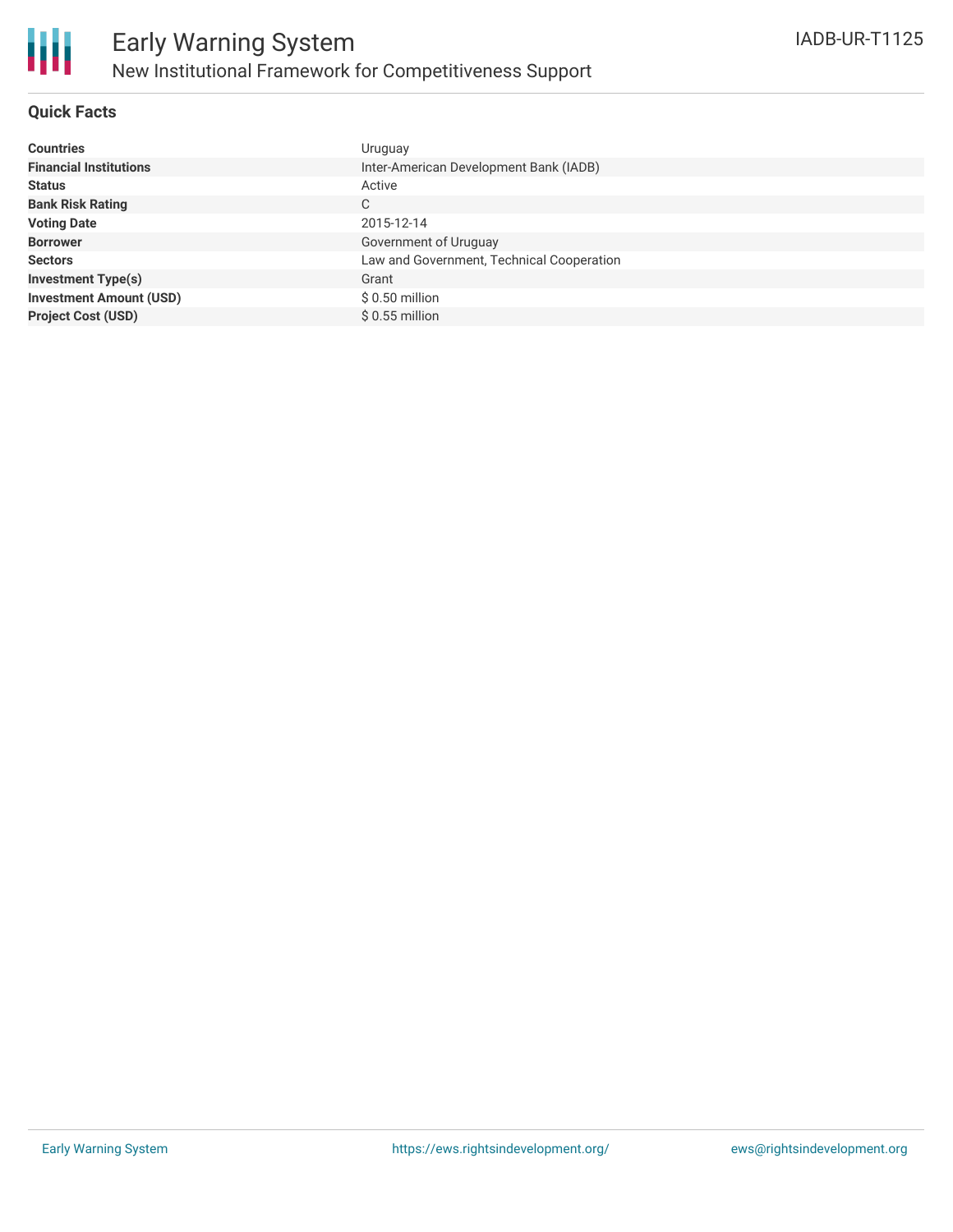# Early Warning System

## New Institutional Framework for Competitiveness Support

IADB-UR-T1125

### Quick Facts

| | |
|---|---|
| **Countries** | Uruguay |
| **Financial Institutions** | Inter-American Development Bank (IADB) |
| **Status** | Active |
| **Bank Risk Rating** | C |
| **Voting Date** | 2015-12-14 |
| **Borrower** | Government of Uruguay |
| **Sectors** | Law and Government, Technical Cooperation |
| **Investment Type(s)** | Grant |
| **Investment Amount (USD)** | $ 0.50 million |
| **Project Cost (USD)** | $ 0.55 million |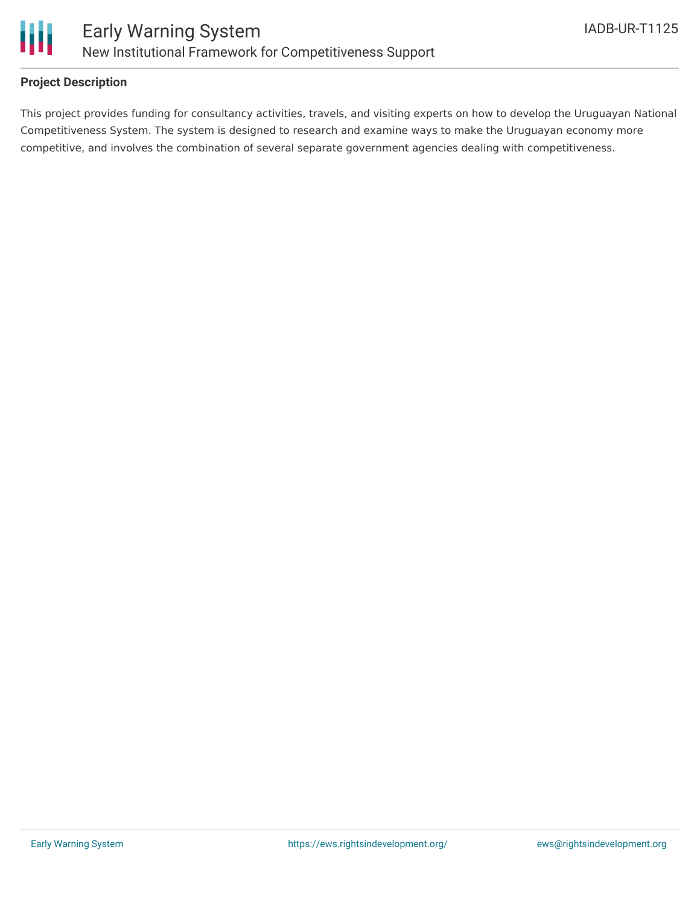**Project Description**

This project provides funding for consultancy activities, travels, and visiting experts on how to develop the Uruguayan National Competitiveness System. The system is designed to research and examine ways to make the Uruguayan economy more competitive, and involves the combination of several separate government agencies dealing with competitiveness.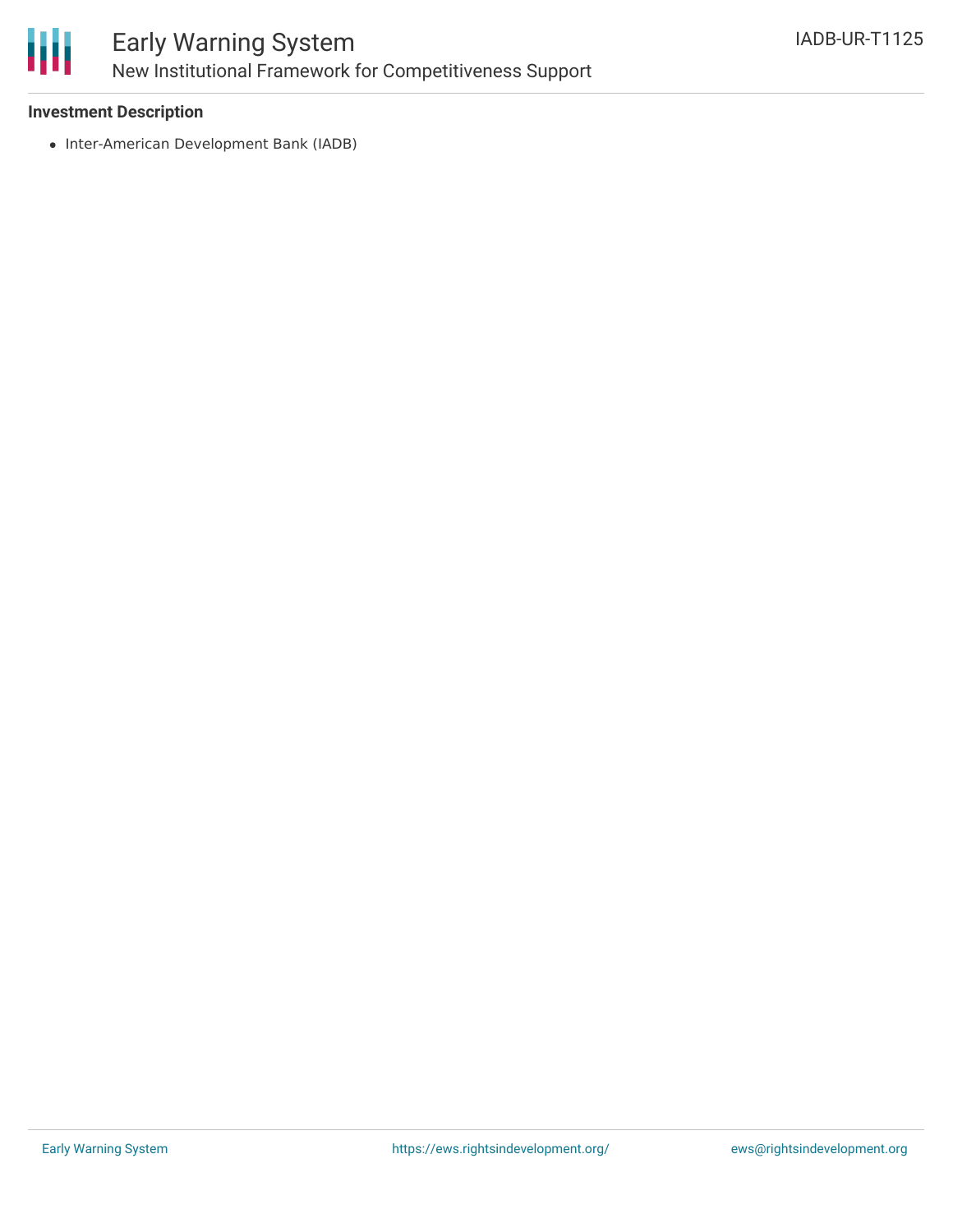**Investment Description**

- Inter-American Development Bank (IADB)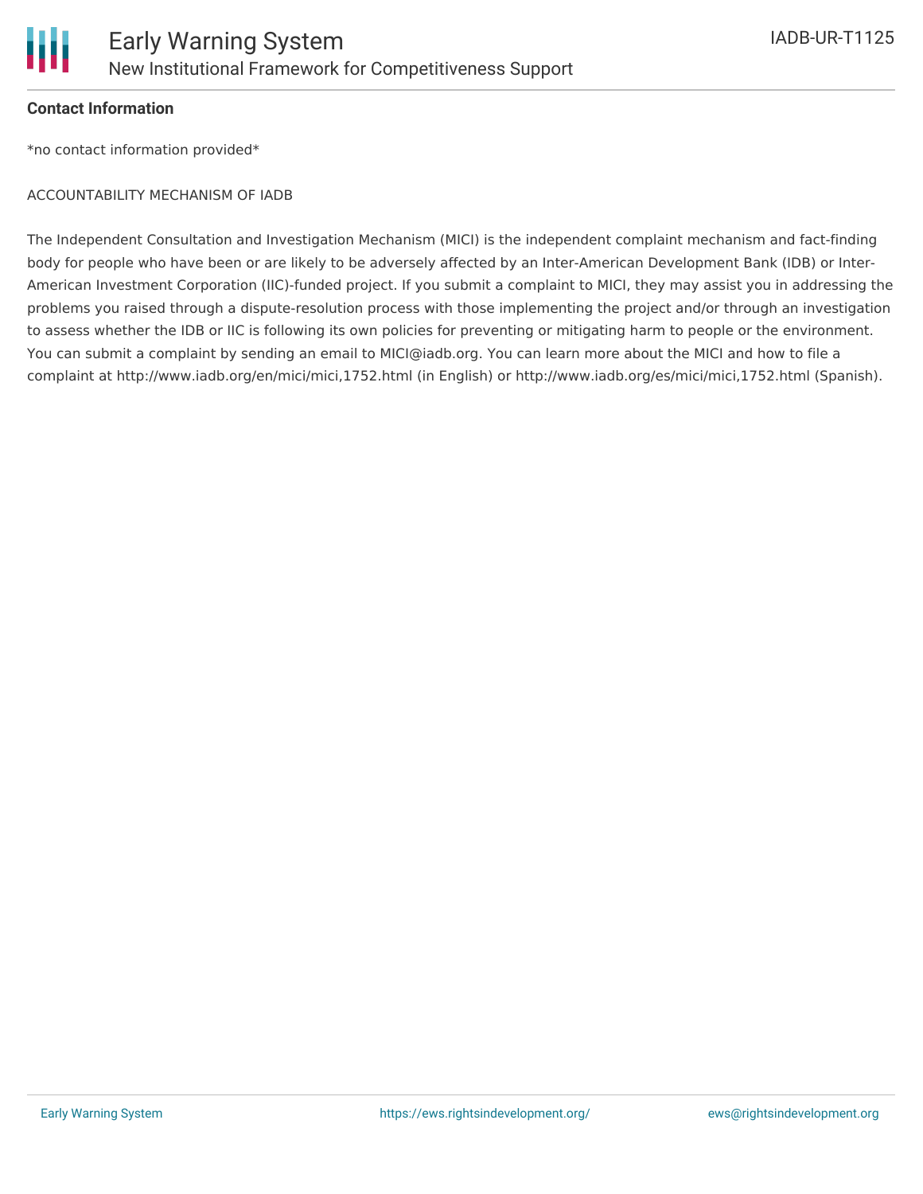**Contact Information**

*no contact information provided*

ACCOUNTABILITY MECHANISM OF IADB

The Independent Consultation and Investigation Mechanism (MICI) is the independent complaint mechanism and fact-finding body for people who have been or are likely to be adversely affected by an Inter-American Development Bank (IDB) or Inter-American Investment Corporation (IIC)-funded project. If you submit a complaint to MICI, they may assist you in addressing the problems you raised through a dispute-resolution process with those implementing the project and/or through an investigation to assess whether the IDB or IIC is following its own policies for preventing or mitigating harm to people or the environment. You can submit a complaint by sending an email to MICI@iadb.org. You can learn more about the MICI and how to file a complaint at http://www.iadb.org/en/mici/mici,1752.html (in English) or http://www.iadb.org/es/mici/mici,1752.html (Spanish).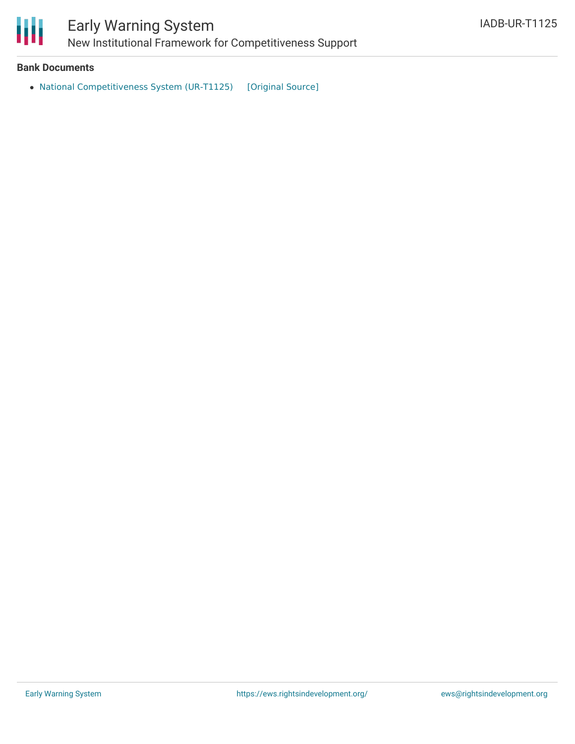**Bank Documents**

- National Competitiveness System (UR-T1125) [Original Source]